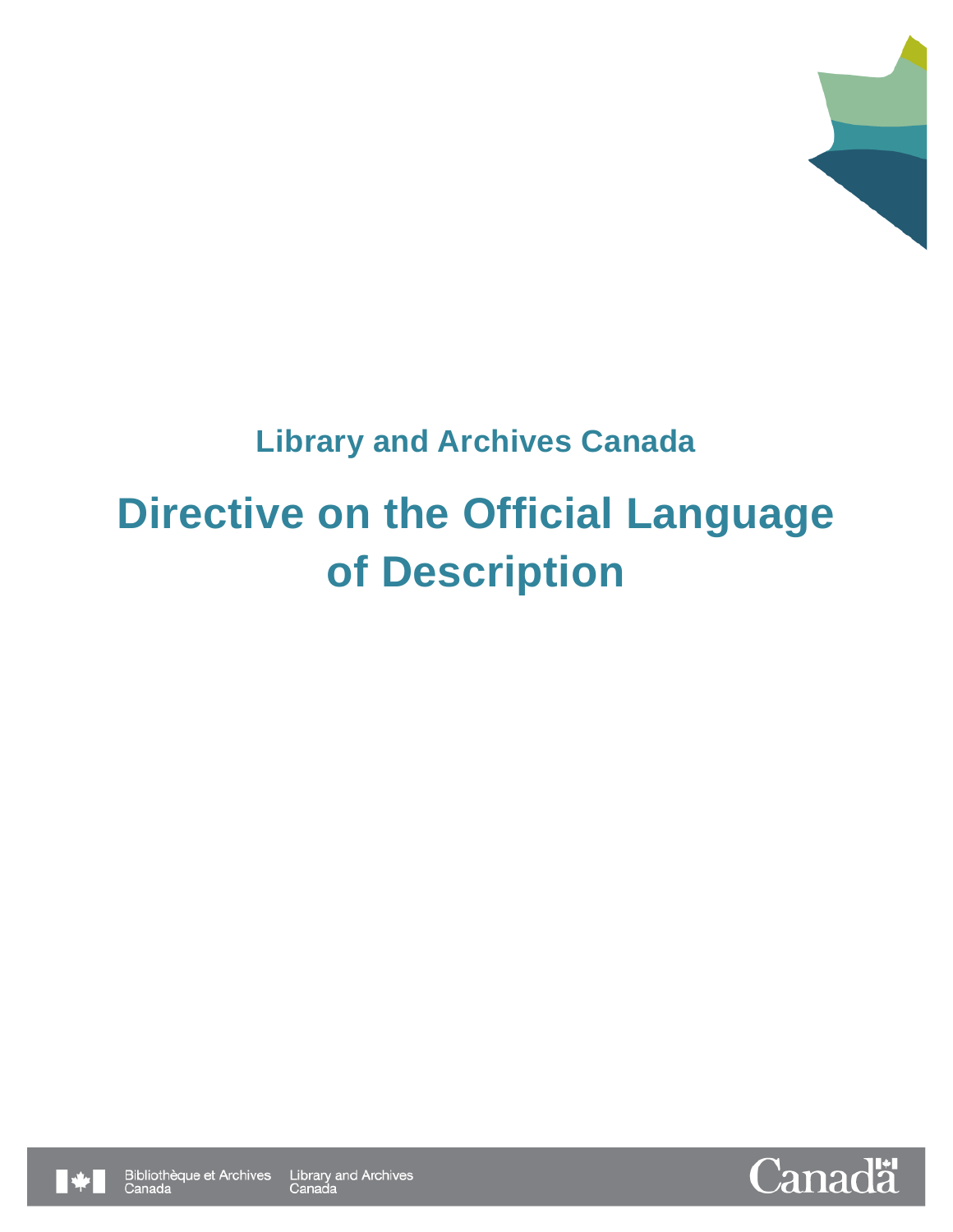**Library and Archives Canada**

# Directive on the Official Language of Description

Bibliothèque et Archives Canada Library and Archives Canada

Canada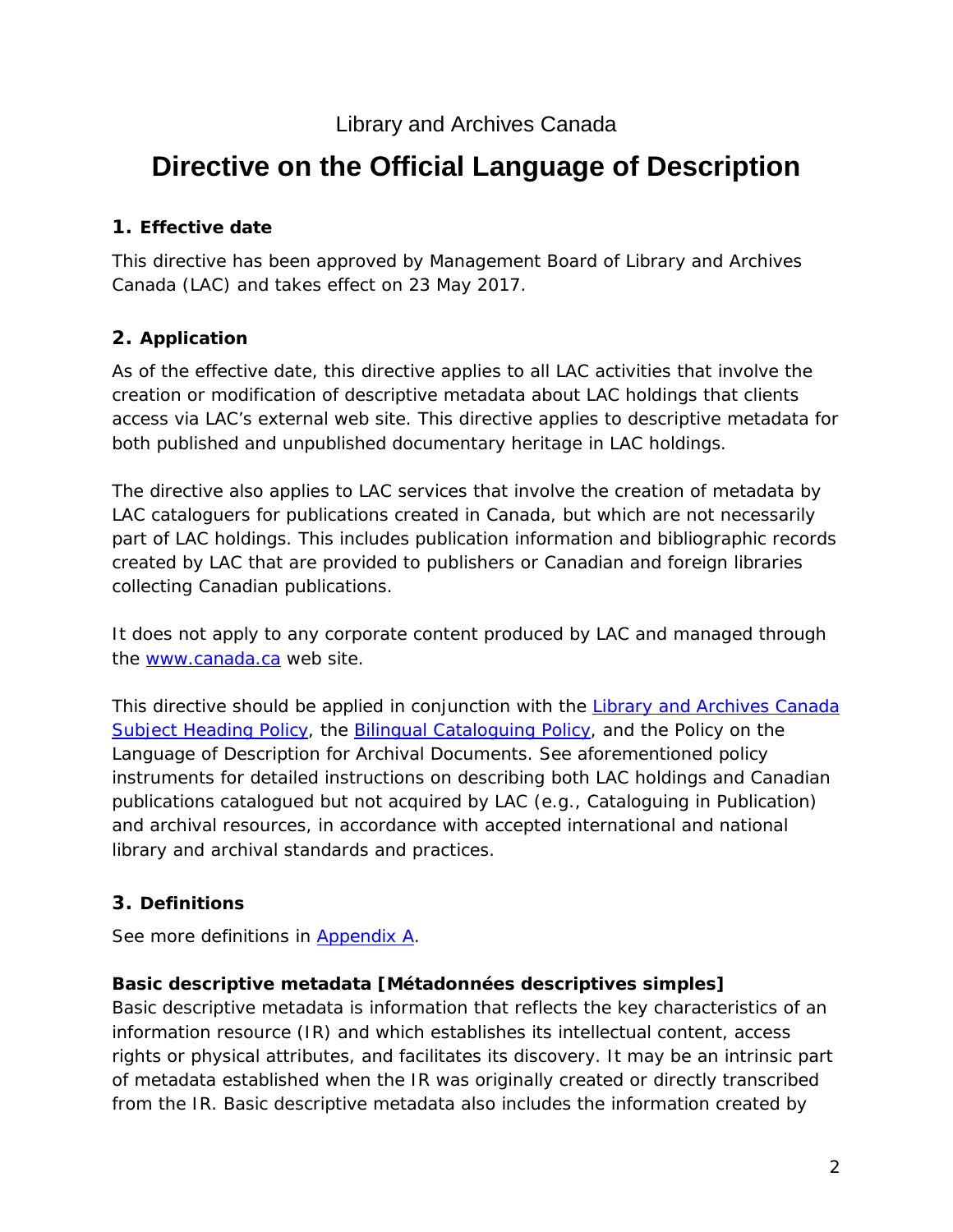Library and Archives Canada

# Directive on the Official Language of Description

## 1. Effective date

This directive has been approved by Management Board of Library and Archives Canada (LAC) and takes effect on 23 May 2017.

## 2. Application

As of the effective date, this directive applies to all LAC activities that involve the creation or modification of descriptive metadata about LAC holdings that clients access via LAC's external web site. This directive applies to descriptive metadata for both published and unpublished documentary heritage in LAC holdings.

The directive also applies to LAC services that involve the creation of metadata by LAC cataloguers for publications created in Canada, but which are not necessarily part of LAC holdings. This includes publication information and bibliographic records created by LAC that are provided to publishers or Canadian and foreign libraries collecting Canadian publications.

It does not apply to any corporate content produced by LAC and managed through the www.canada.ca web site.

This directive should be applied in conjunction with the Library and Archives Canada Subject Heading Policy, the Bilingual Cataloguing Policy, and the Policy on the Language of Description for Archival Documents. See aforementioned policy instruments for detailed instructions on describing both LAC holdings and Canadian publications catalogued but not acquired by LAC (e.g., Cataloguing in Publication) and archival resources, in accordance with accepted international and national library and archival standards and practices.

## 3. Definitions

See more definitions in Appendix A.

**Basic descriptive metadata [Métadonnées descriptives simples]**
Basic descriptive metadata is information that reflects the key characteristics of an information resource (IR) and which establishes its intellectual content, access rights or physical attributes, and facilitates its discovery. It may be an intrinsic part of metadata established when the IR was originally created or directly transcribed from the IR. Basic descriptive metadata also includes the information created by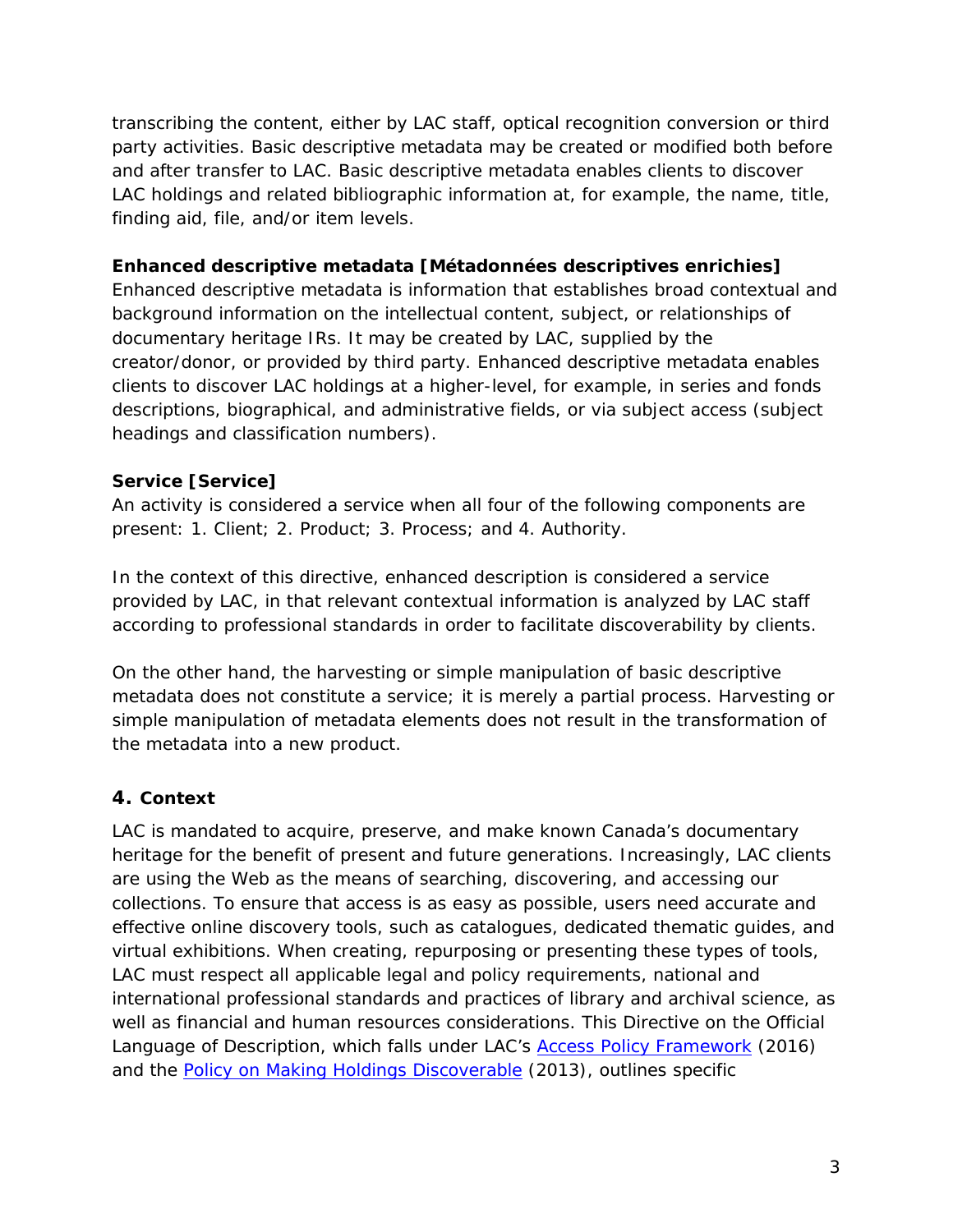transcribing the content, either by LAC staff, optical recognition conversion or third party activities. Basic descriptive metadata may be created or modified both before and after transfer to LAC. Basic descriptive metadata enables clients to discover LAC holdings and related bibliographic information at, for example, the name, title, finding aid, file, and/or item levels.

**Enhanced descriptive metadata [Métadonnées descriptives enrichies]**
Enhanced descriptive metadata is information that establishes broad contextual and background information on the intellectual content, subject, or relationships of documentary heritage IRs. It may be created by LAC, supplied by the creator/donor, or provided by third party. Enhanced descriptive metadata enables clients to discover LAC holdings at a higher-level, for example, in series and fonds descriptions, biographical, and administrative fields, or via subject access (subject headings and classification numbers).

**Service [Service]**
An activity is considered a service when all four of the following components are present: 1. Client; 2. Product; 3. Process; and 4. Authority.

In the context of this directive, enhanced description is considered a service provided by LAC, in that relevant contextual information is analyzed by LAC staff according to professional standards in order to facilitate discoverability by clients.

On the other hand, the harvesting or simple manipulation of basic descriptive metadata does not constitute a service; it is merely a partial process. Harvesting or simple manipulation of metadata elements does not result in the transformation of the metadata into a new product.

## 4. Context

LAC is mandated to acquire, preserve, and make known Canada's documentary heritage for the benefit of present and future generations. Increasingly, LAC clients are using the Web as the means of searching, discovering, and accessing our collections. To ensure that access is as easy as possible, users need accurate and effective online discovery tools, such as catalogues, dedicated thematic guides, and virtual exhibitions. When creating, repurposing or presenting these types of tools, LAC must respect all applicable legal and policy requirements, national and international professional standards and practices of library and archival science, as well as financial and human resources considerations. This Directive on the Official Language of Description, which falls under LAC's Access Policy Framework (2016) and the Policy on Making Holdings Discoverable (2013), outlines specific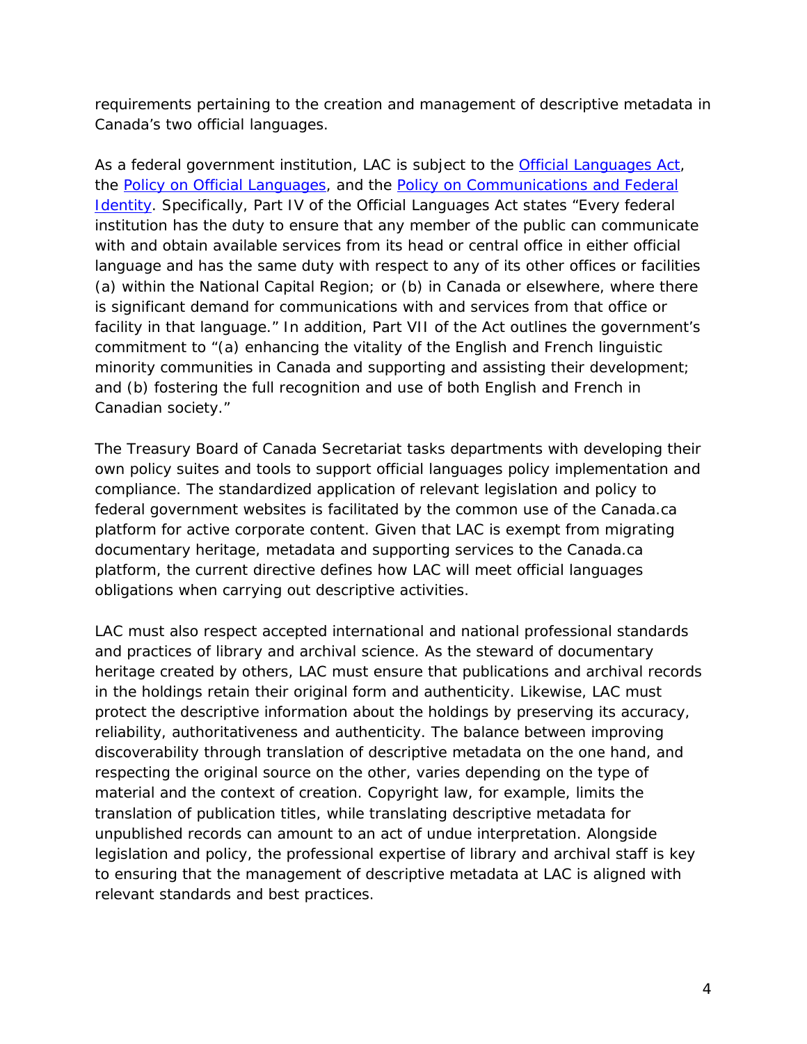requirements pertaining to the creation and management of descriptive metadata in Canada's two official languages.

As a federal government institution, LAC is subject to the [Official Languages Act](), the [Policy on Official Languages](), and the [Policy on Communications and Federal Identity](). Specifically, Part IV of the Official Languages Act states "Every federal institution has the duty to ensure that any member of the public can communicate with and obtain available services from its head or central office in either official language and has the same duty with respect to any of its other offices or facilities (a) within the National Capital Region; or (b) in Canada or elsewhere, where there is significant demand for communications with and services from that office or facility in that language." In addition, Part VII of the Act outlines the government's commitment to "(a) enhancing the vitality of the English and French linguistic minority communities in Canada and supporting and assisting their development; and (b) fostering the full recognition and use of both English and French in Canadian society."

The Treasury Board of Canada Secretariat tasks departments with developing their own policy suites and tools to support official languages policy implementation and compliance. The standardized application of relevant legislation and policy to federal government websites is facilitated by the common use of the Canada.ca platform for active corporate content. Given that LAC is exempt from migrating documentary heritage, metadata and supporting services to the Canada.ca platform, the current directive defines how LAC will meet official languages obligations when carrying out descriptive activities.

LAC must also respect accepted international and national professional standards and practices of library and archival science. As the steward of documentary heritage created by others, LAC must ensure that publications and archival records in the holdings retain their original form and authenticity. Likewise, LAC must protect the descriptive information about the holdings by preserving its accuracy, reliability, authoritativeness and authenticity. The balance between improving discoverability through translation of descriptive metadata on the one hand, and respecting the original source on the other, varies depending on the type of material and the context of creation. Copyright law, for example, limits the translation of publication titles, while translating descriptive metadata for unpublished records can amount to an act of undue interpretation. Alongside legislation and policy, the professional expertise of library and archival staff is key to ensuring that the management of descriptive metadata at LAC is aligned with relevant standards and best practices.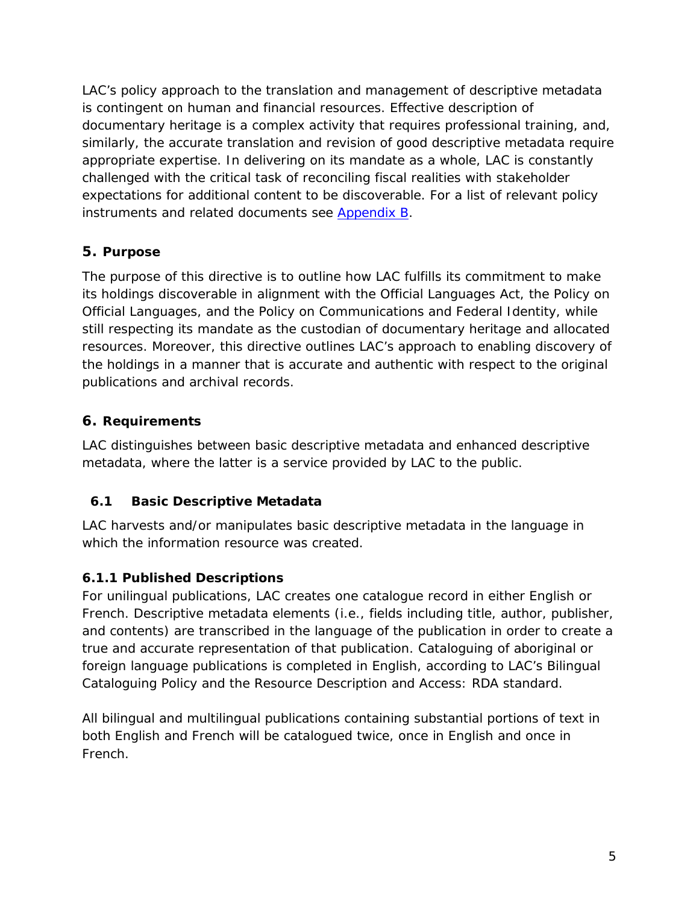LAC's policy approach to the translation and management of descriptive metadata is contingent on human and financial resources. Effective description of documentary heritage is a complex activity that requires professional training, and, similarly, the accurate translation and revision of good descriptive metadata require appropriate expertise. In delivering on its mandate as a whole, LAC is constantly challenged with the critical task of reconciling fiscal realities with stakeholder expectations for additional content to be discoverable. For a list of relevant policy instruments and related documents see [Appendix B](#).

## 5. Purpose

The purpose of this directive is to outline how LAC fulfills its commitment to make its holdings discoverable in alignment with the Official Languages Act, the Policy on Official Languages, and the Policy on Communications and Federal Identity, while still respecting its mandate as the custodian of documentary heritage and allocated resources. Moreover, this directive outlines LAC's approach to enabling discovery of the holdings in a manner that is accurate and authentic with respect to the original publications and archival records.

## 6. Requirements

LAC distinguishes between basic descriptive metadata and enhanced descriptive metadata, where the latter is a service provided by LAC to the public.

### 6.1 Basic Descriptive Metadata

LAC harvests and/or manipulates basic descriptive metadata in the language in which the information resource was created.

#### 6.1.1 Published Descriptions

For unilingual publications, LAC creates one catalogue record in either English or French. Descriptive metadata elements (i.e., fields including title, author, publisher, and contents) are transcribed in the language of the publication in order to create a true and accurate representation of that publication. Cataloguing of aboriginal or foreign language publications is completed in English, according to LAC's Bilingual Cataloguing Policy and the Resource Description and Access: RDA standard.

All bilingual and multilingual publications containing substantial portions of text in both English and French will be catalogued twice, once in English and once in French.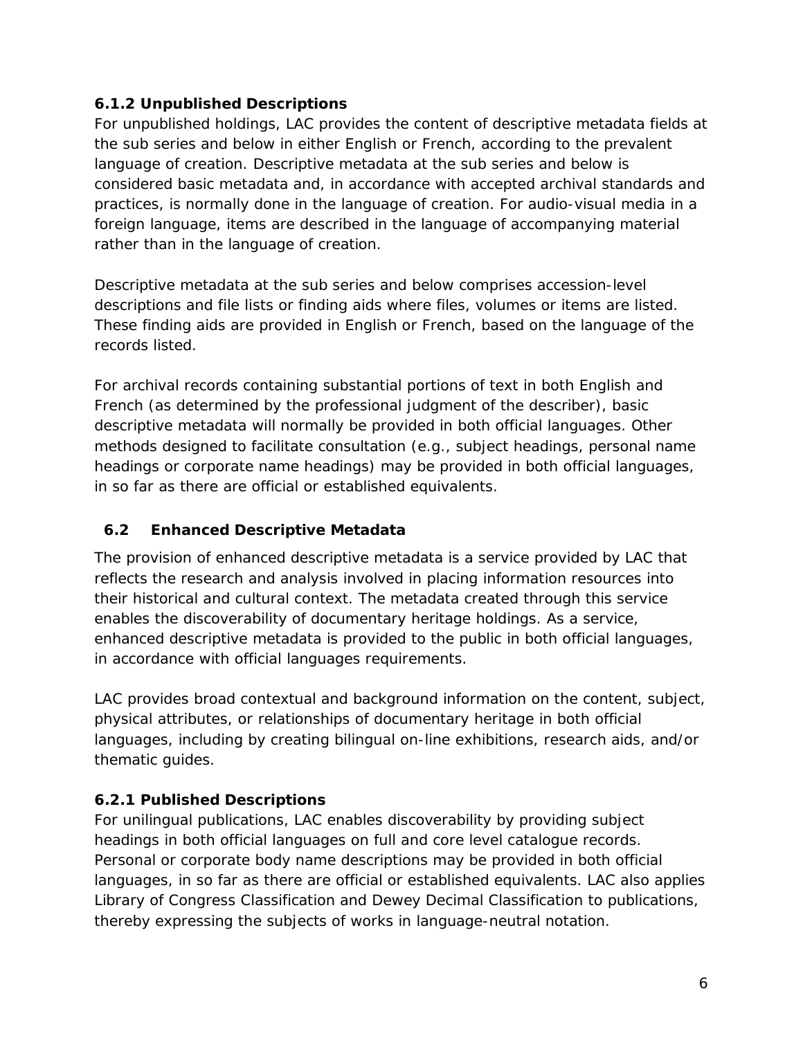#### 6.1.2 Unpublished Descriptions

For unpublished holdings, LAC provides the content of descriptive metadata fields at the sub series and below in either English or French, according to the prevalent language of creation. Descriptive metadata at the sub series and below is considered basic metadata and, in accordance with accepted archival standards and practices, is normally done in the language of creation. For audio-visual media in a foreign language, items are described in the language of accompanying material rather than in the language of creation.

Descriptive metadata at the sub series and below comprises accession-level descriptions and file lists or finding aids where files, volumes or items are listed. These finding aids are provided in English or French, based on the language of the records listed.

For archival records containing substantial portions of text in both English and French (as determined by the professional judgment of the describer), basic descriptive metadata will normally be provided in both official languages. Other methods designed to facilitate consultation (e.g., subject headings, personal name headings or corporate name headings) may be provided in both official languages, in so far as there are official or established equivalents.

### 6.2 Enhanced Descriptive Metadata

The provision of enhanced descriptive metadata is a service provided by LAC that reflects the research and analysis involved in placing information resources into their historical and cultural context. The metadata created through this service enables the discoverability of documentary heritage holdings. As a service, enhanced descriptive metadata is provided to the public in both official languages, in accordance with official languages requirements.

LAC provides broad contextual and background information on the content, subject, physical attributes, or relationships of documentary heritage in both official languages, including by creating bilingual on-line exhibitions, research aids, and/or thematic guides.

#### 6.2.1 Published Descriptions

For unilingual publications, LAC enables discoverability by providing subject headings in both official languages on full and core level catalogue records. Personal or corporate body name descriptions may be provided in both official languages, in so far as there are official or established equivalents. LAC also applies Library of Congress Classification and Dewey Decimal Classification to publications, thereby expressing the subjects of works in language-neutral notation.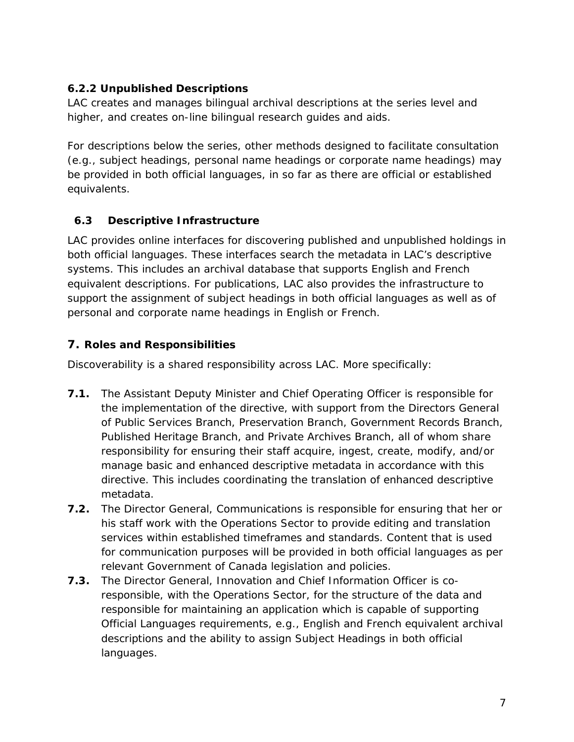#### 6.2.2 Unpublished Descriptions

LAC creates and manages bilingual archival descriptions at the series level and higher, and creates on-line bilingual research guides and aids.

For descriptions below the series, other methods designed to facilitate consultation (e.g., subject headings, personal name headings or corporate name headings) may be provided in both official languages, in so far as there are official or established equivalents.

### 6.3 Descriptive Infrastructure

LAC provides online interfaces for discovering published and unpublished holdings in both official languages. These interfaces search the metadata in LAC's descriptive systems. This includes an archival database that supports English and French equivalent descriptions. For publications, LAC also provides the infrastructure to support the assignment of subject headings in both official languages as well as of personal and corporate name headings in English or French.

## 7. Roles and Responsibilities

Discoverability is a shared responsibility across LAC. More specifically:

**7.1.** The Assistant Deputy Minister and Chief Operating Officer is responsible for the implementation of the directive, with support from the Directors General of Public Services Branch, Preservation Branch, Government Records Branch, Published Heritage Branch, and Private Archives Branch, all of whom share responsibility for ensuring their staff acquire, ingest, create, modify, and/or manage basic and enhanced descriptive metadata in accordance with this directive. This includes coordinating the translation of enhanced descriptive metadata.

**7.2.** The Director General, Communications is responsible for ensuring that her or his staff work with the Operations Sector to provide editing and translation services within established timeframes and standards. Content that is used for communication purposes will be provided in both official languages as per relevant Government of Canada legislation and policies.

**7.3.** The Director General, Innovation and Chief Information Officer is co-responsible, with the Operations Sector, for the structure of the data and responsible for maintaining an application which is capable of supporting Official Languages requirements, e.g., English and French equivalent archival descriptions and the ability to assign Subject Headings in both official languages.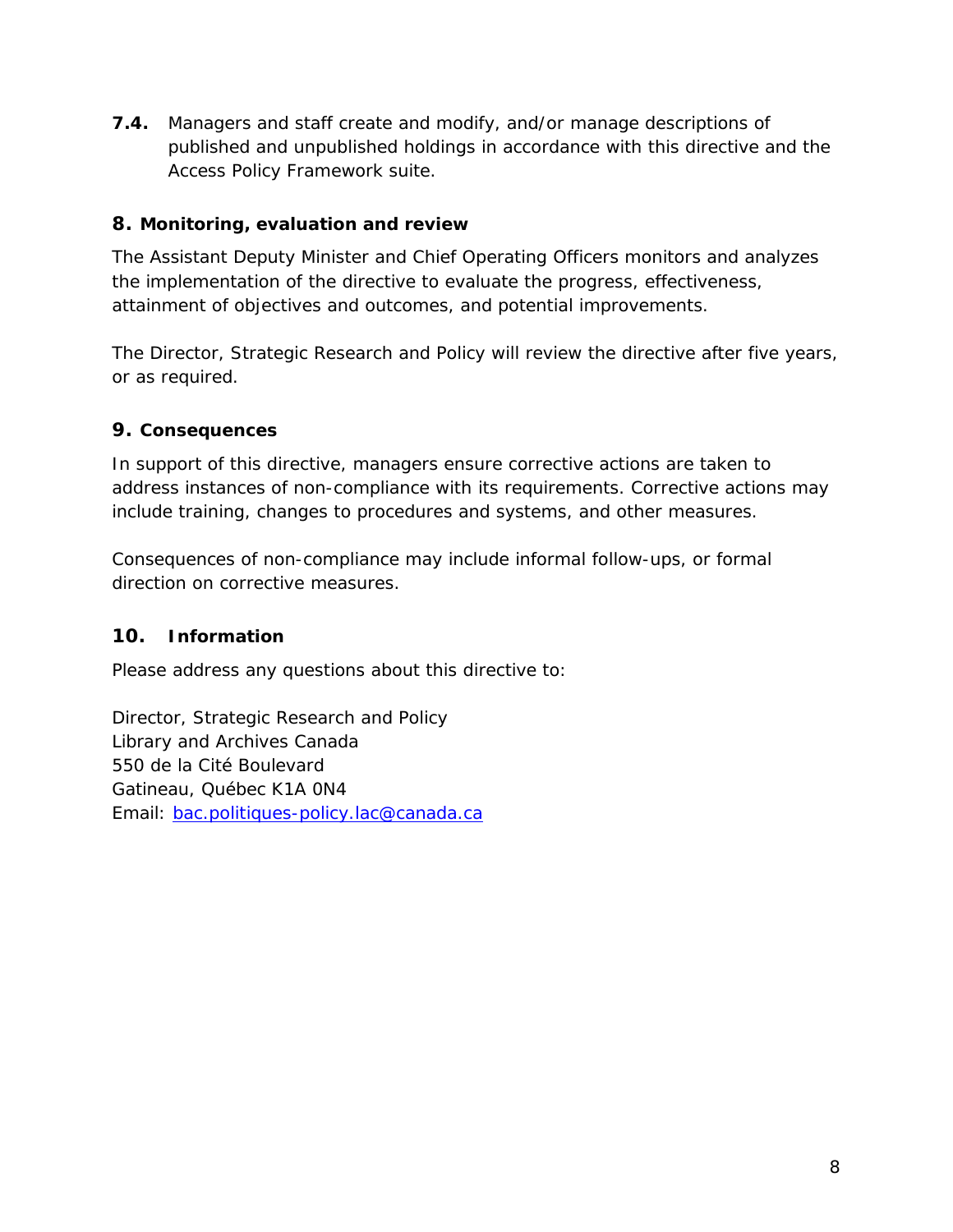**7.4.** Managers and staff create and modify, and/or manage descriptions of published and unpublished holdings in accordance with this directive and the Access Policy Framework suite.

## 8. Monitoring, evaluation and review

The Assistant Deputy Minister and Chief Operating Officers monitors and analyzes the implementation of the directive to evaluate the progress, effectiveness, attainment of objectives and outcomes, and potential improvements.

The Director, Strategic Research and Policy will review the directive after five years, or as required.

## 9. Consequences

In support of this directive, managers ensure corrective actions are taken to address instances of non-compliance with its requirements. Corrective actions may include training, changes to procedures and systems, and other measures.

Consequences of non-compliance may include informal follow-ups, or formal direction on corrective measures.

## 10. Information

Please address any questions about this directive to:

Director, Strategic Research and Policy
Library and Archives Canada
550 de la Cité Boulevard
Gatineau, Québec K1A 0N4
Email: bac.politiques-policy.lac@canada.ca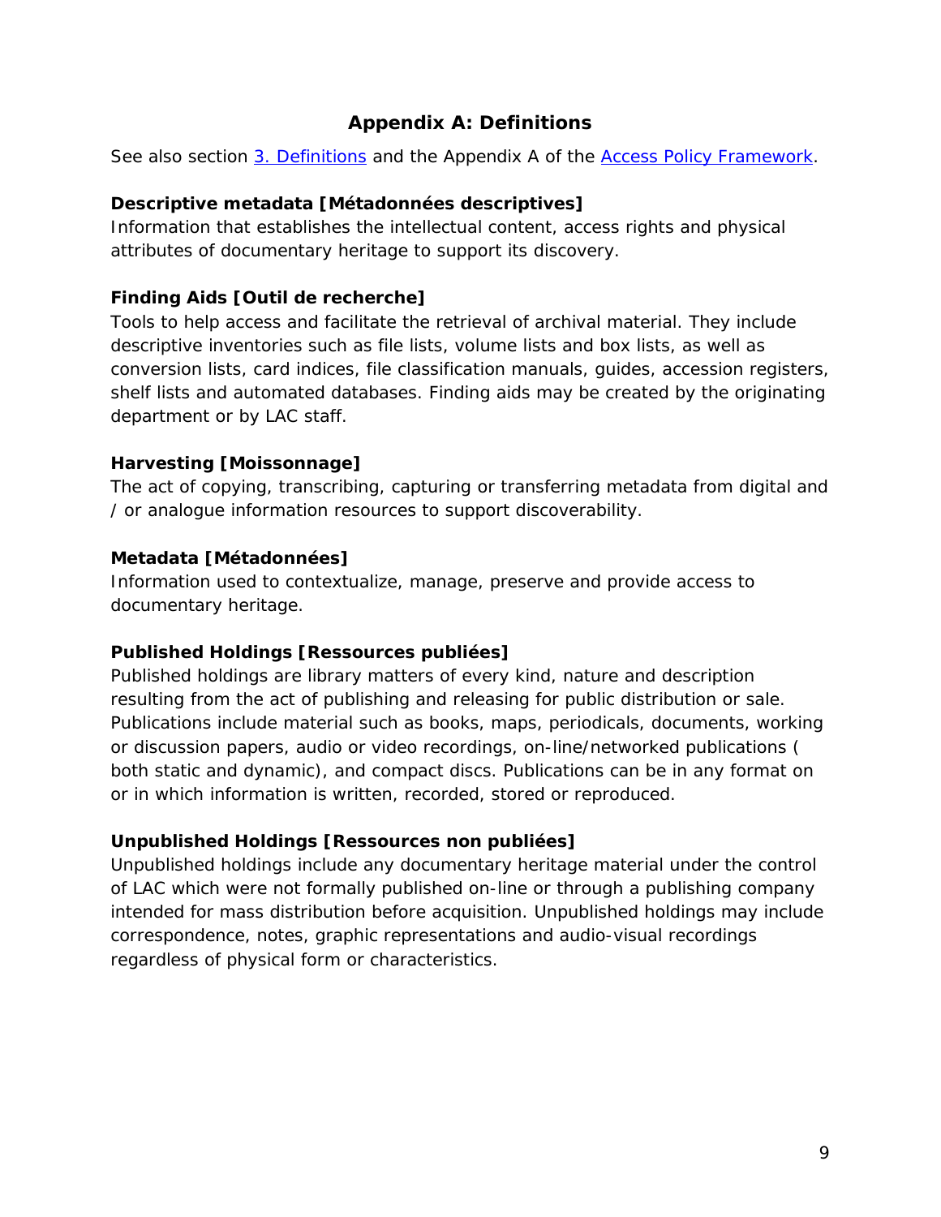## Appendix A: Definitions

See also section 3. Definitions and the Appendix A of the Access Policy Framework.

**Descriptive metadata [Métadonnées descriptives]**
Information that establishes the intellectual content, access rights and physical attributes of documentary heritage to support its discovery.

**Finding Aids [Outil de recherche]**
Tools to help access and facilitate the retrieval of archival material. They include descriptive inventories such as file lists, volume lists and box lists, as well as conversion lists, card indices, file classification manuals, guides, accession registers, shelf lists and automated databases. Finding aids may be created by the originating department or by LAC staff.

**Harvesting [Moissonnage]**
The act of copying, transcribing, capturing or transferring metadata from digital and / or analogue information resources to support discoverability.

**Metadata [Métadonnées]**
Information used to contextualize, manage, preserve and provide access to documentary heritage.

**Published Holdings [Ressources publiées]**
Published holdings are library matters of every kind, nature and description resulting from the act of publishing and releasing for public distribution or sale. Publications include material such as books, maps, periodicals, documents, working or discussion papers, audio or video recordings, on-line/networked publications ( both static and dynamic), and compact discs. Publications can be in any format on or in which information is written, recorded, stored or reproduced.

**Unpublished Holdings [Ressources non publiées]**
Unpublished holdings include any documentary heritage material under the control of LAC which were not formally published on-line or through a publishing company intended for mass distribution before acquisition. Unpublished holdings may include correspondence, notes, graphic representations and audio-visual recordings regardless of physical form or characteristics.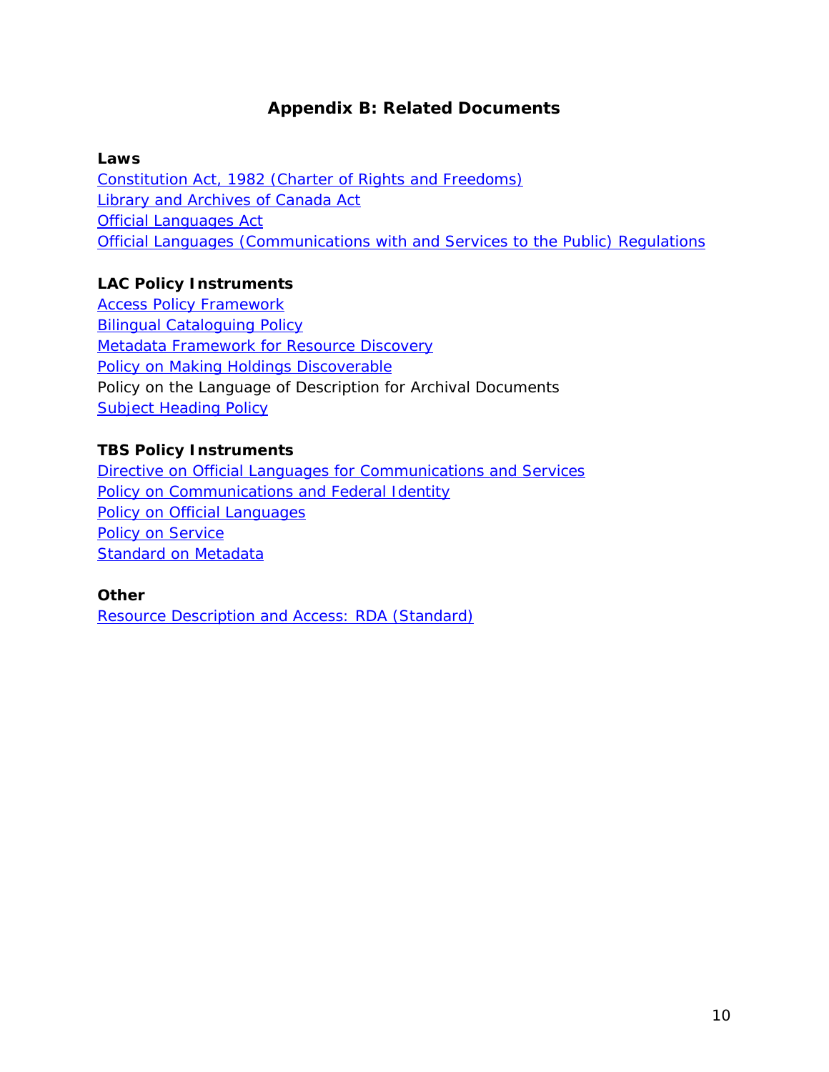## Appendix B: Related Documents

**Laws**

Constitution Act, 1982 (Charter of Rights and Freedoms)
Library and Archives of Canada Act
Official Languages Act
Official Languages (Communications with and Services to the Public) Regulations

**LAC Policy Instruments**

Access Policy Framework
Bilingual Cataloguing Policy
Metadata Framework for Resource Discovery
Policy on Making Holdings Discoverable
Policy on the Language of Description for Archival Documents
Subject Heading Policy

**TBS Policy Instruments**

Directive on Official Languages for Communications and Services
Policy on Communications and Federal Identity
Policy on Official Languages
Policy on Service
Standard on Metadata

**Other**

Resource Description and Access: RDA (Standard)